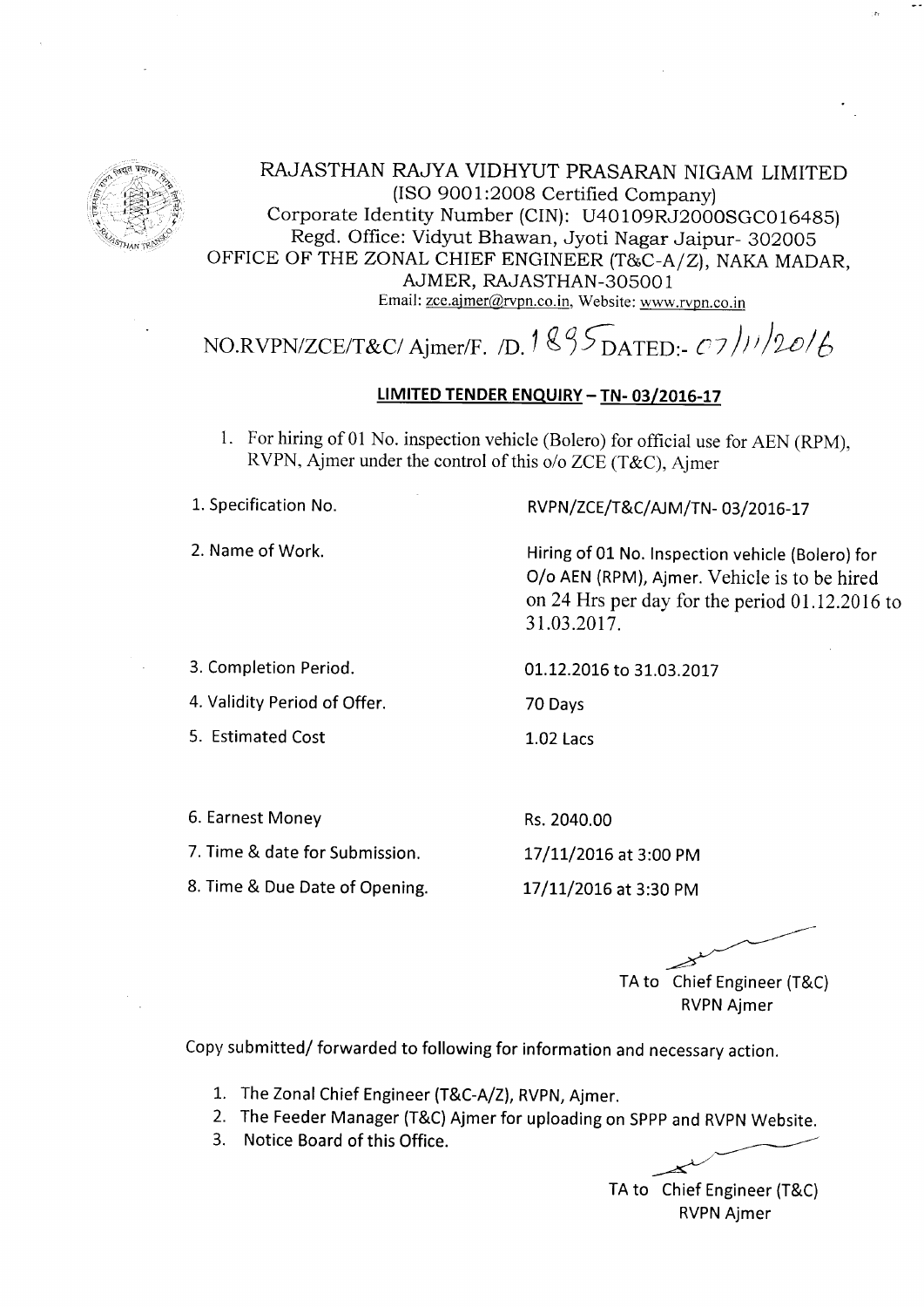# RAJASTHAN RAJYA VIDHYUT PRASARAN NIGAM LIMITED

(ISO 9001:2008 Certified Company)
Corporate Identity Number (CIN): U40109RJ2000SGC016485)
Regd. Office: Vidyut Bhawan, Jyoti Nagar Jaipur- 302005
OFFICE OF THE ZONAL CHIEF ENGINEER (T&C-A/Z), NAKA MADAR, AJMER, RAJASTHAN-305001
Email: zce.ajmer@rvpn.co.in, Website: www.rvpn.co.in

NO.RVPN/ZCE/T&C/ Ajmer/F. /D. 1895 DATED:- 07/11/2016

## LIMITED TENDER ENQUIRY – TN- 03/2016-17

1. For hiring of 01 No. inspection vehicle (Bolero) for official use for AEN (RPM), RVPN, Ajmer under the control of this o/o ZCE (T&C), Ajmer

| | |
|---|---|
| 1. Specification No. | RVPN/ZCE/T&C/AJM/TN- 03/2016-17 |
| 2. Name of Work. | Hiring of 01 No. Inspection vehicle (Bolero) for O/o AEN (RPM), Ajmer. Vehicle is to be hired on 24 Hrs per day for the period 01.12.2016 to 31.03.2017. |
| 3. Completion Period. | 01.12.2016 to 31.03.2017 |
| 4. Validity Period of Offer. | 70 Days |
| 5. Estimated Cost | 1.02 Lacs |
| 6. Earnest Money | Rs. 2040.00 |
| 7. Time & date for Submission. | 17/11/2016 at 3:00 PM |
| 8. Time & Due Date of Opening. | 17/11/2016 at 3:30 PM |

TA to Chief Engineer (T&C)
RVPN Ajmer

Copy submitted/ forwarded to following for information and necessary action.

1. The Zonal Chief Engineer (T&C-A/Z), RVPN, Ajmer.
2. The Feeder Manager (T&C) Ajmer for uploading on SPPP and RVPN Website.
3. Notice Board of this Office.

TA to Chief Engineer (T&C)
RVPN Ajmer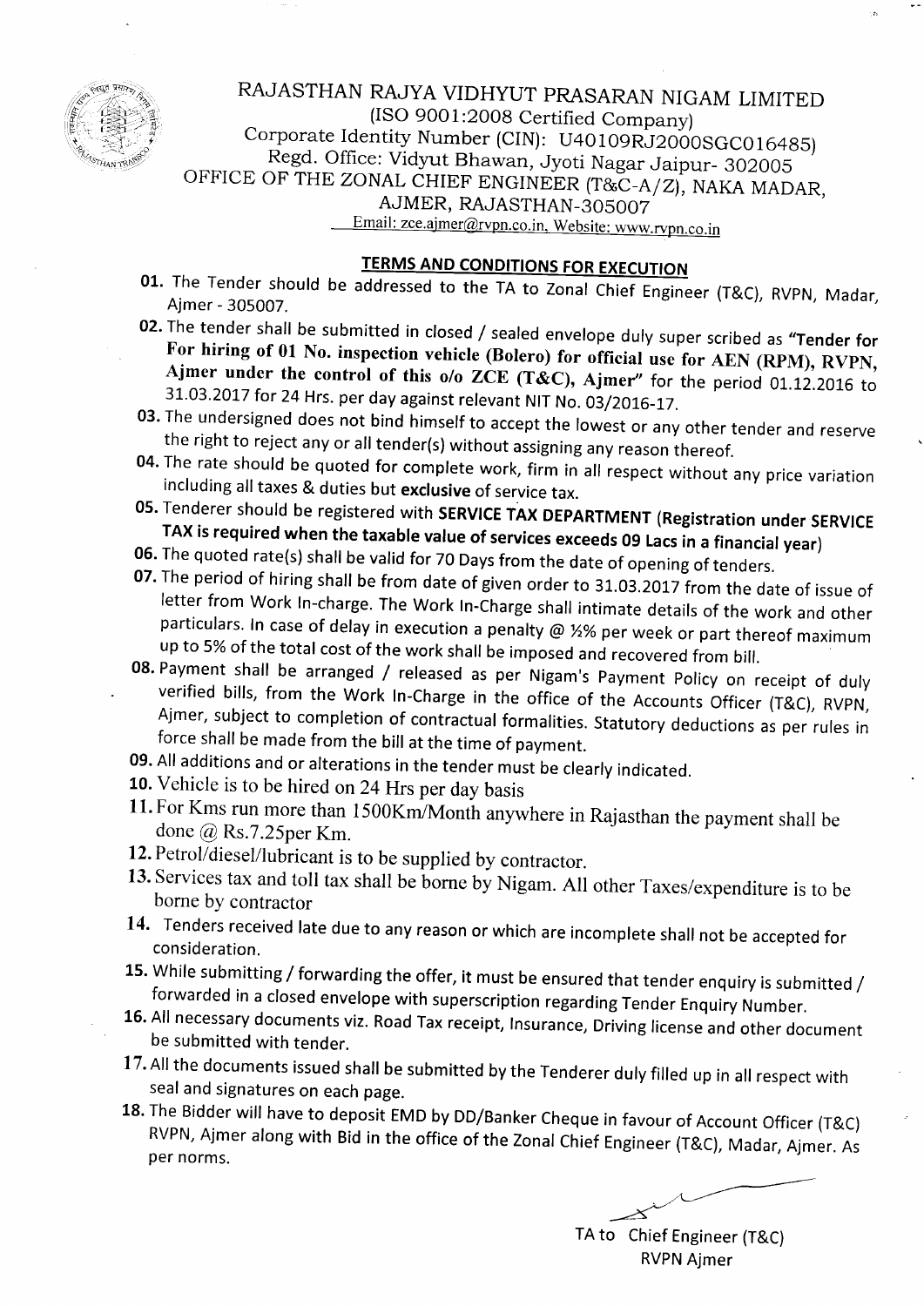RAJASTHAN RAJYA VIDHYUT PRASARAN NIGAM LIMITED
(ISO 9001:2008 Certified Company)
Corporate Identity Number (CIN): U40109RJ2000SGC016485)
Regd. Office: Vidyut Bhawan, Jyoti Nagar Jaipur- 302005
OFFICE OF THE ZONAL CHIEF ENGINEER (T&C-A/Z), NAKA MADAR, AJMER, RAJASTHAN-305007
Email: zce.ajmer@rvpn.co.in, Website: www.rvpn.co.in

## TERMS AND CONDITIONS FOR EXECUTION

01. The Tender should be addressed to the TA to Zonal Chief Engineer (T&C), RVPN, Madar, Ajmer - 305007.
02. The tender shall be submitted in closed / sealed envelope duly super scribed as **"Tender for For hiring of 01 No. inspection vehicle (Bolero) for official use for AEN (RPM), RVPN, Ajmer under the control of this o/o ZCE (T&C), Ajmer"** for the period 01.12.2016 to 31.03.2017 for 24 Hrs. per day against relevant NIT No. 03/2016-17.
03. The undersigned does not bind himself to accept the lowest or any other tender and reserve the right to reject any or all tender(s) without assigning any reason thereof.
04. The rate should be quoted for complete work, firm in all respect without any price variation including all taxes & duties but **exclusive** of service tax.
05. Tenderer should be registered with **SERVICE TAX DEPARTMENT (Registration under SERVICE TAX is required when the taxable value of services exceeds 09 Lacs in a financial year)**
06. The quoted rate(s) shall be valid for 70 Days from the date of opening of tenders.
07. The period of hiring shall be from date of given order to 31.03.2017 from the date of issue of letter from Work In-charge. The Work In-Charge shall intimate details of the work and other particulars. In case of delay in execution a penalty @ ½% per week or part thereof maximum up to 5% of the total cost of the work shall be imposed and recovered from bill.
08. Payment shall be arranged / released as per Nigam's Payment Policy on receipt of duly verified bills, from the Work In-Charge in the office of the Accounts Officer (T&C), RVPN, Ajmer, subject to completion of contractual formalities. Statutory deductions as per rules in force shall be made from the bill at the time of payment.
09. All additions and or alterations in the tender must be clearly indicated.
10. Vehicle is to be hired on 24 Hrs per day basis
11. For Kms run more than 1500Km/Month anywhere in Rajasthan the payment shall be done @ Rs.7.25per Km.
12. Petrol/diesel/lubricant is to be supplied by contractor.
13. Services tax and toll tax shall be borne by Nigam. All other Taxes/expenditure is to be borne by contractor
14. Tenders received late due to any reason or which are incomplete shall not be accepted for consideration.
15. While submitting / forwarding the offer, it must be ensured that tender enquiry is submitted / forwarded in a closed envelope with superscription regarding Tender Enquiry Number.
16. All necessary documents viz. Road Tax receipt, Insurance, Driving license and other document be submitted with tender.
17. All the documents issued shall be submitted by the Tenderer duly filled up in all respect with seal and signatures on each page.
18. The Bidder will have to deposit EMD by DD/Banker Cheque in favour of Account Officer (T&C) RVPN, Ajmer along with Bid in the office of the Zonal Chief Engineer (T&C), Madar, Ajmer. As per norms.

TA to Chief Engineer (T&C)
RVPN Ajmer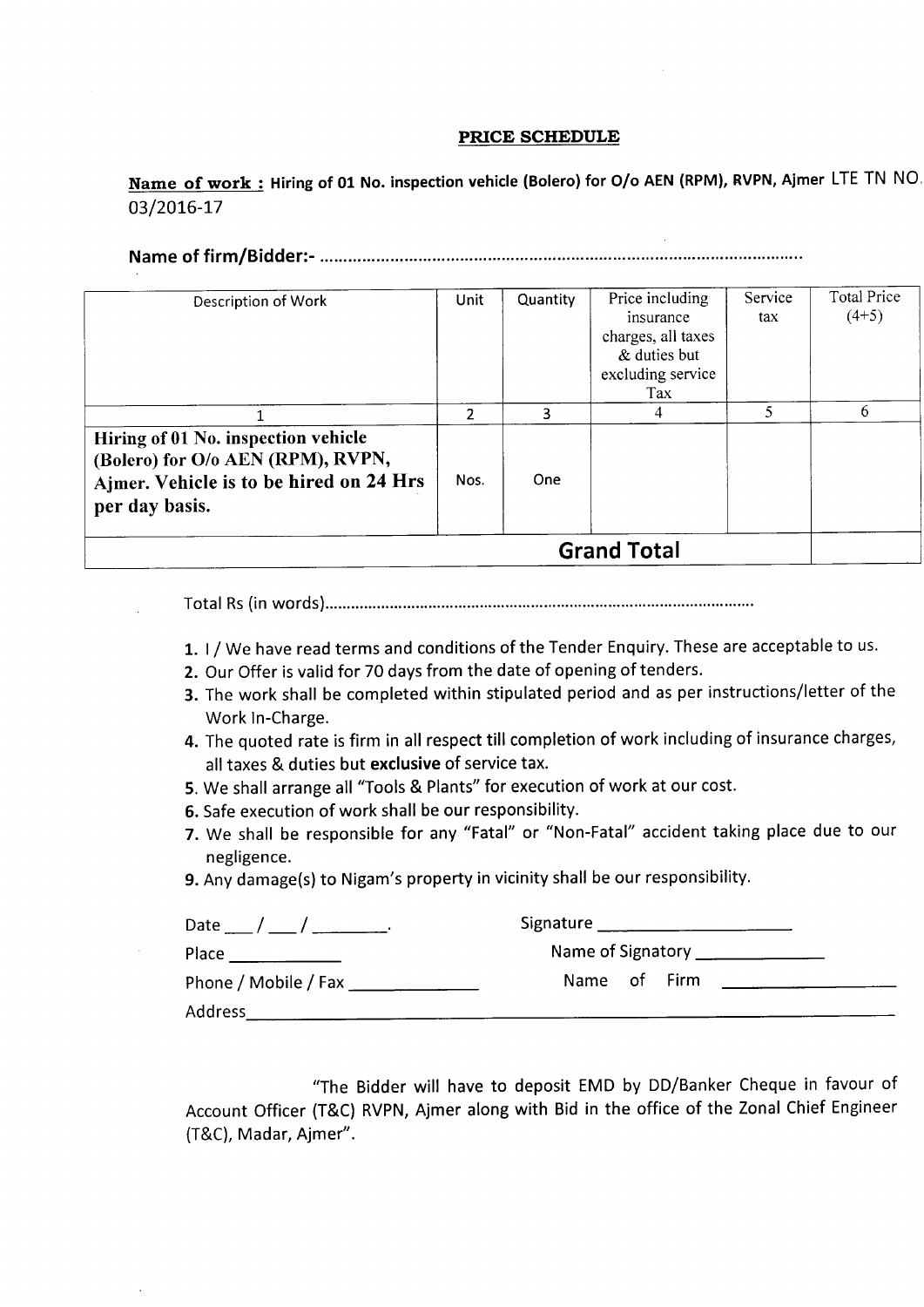## PRICE SCHEDULE

**Name of work :** **Hiring of 01 No. inspection vehicle (Bolero) for O/o AEN (RPM), RVPN, Ajmer** LTE TN NO. 03/2016-17

**Name of firm/Bidder:- ..........................................................................................................**

| Description of Work | Unit | Quantity | Price including insurance charges, all taxes & duties but excluding service Tax | Service tax | Total Price (4+5) |
|---|---|---|---|---|---|
| 1 | 2 | 3 | 4 | 5 | 6 |
| **Hiring of 01 No. inspection vehicle (Bolero) for O/o AEN (RPM), RVPN, Ajmer. Vehicle is to be hired on 24 Hrs per day basis.** | Nos. | One | | | |
| **Grand Total** | | | | | |

Total Rs (in words)..................................................................................................

1. I / We have read terms and conditions of the Tender Enquiry. These are acceptable to us.
2. Our Offer is valid for 70 days from the date of opening of tenders.
3. The work shall be completed within stipulated period and as per instructions/letter of the Work In-Charge.
4. The quoted rate is firm in all respect till completion of work including of insurance charges, all taxes & duties but **exclusive** of service tax.
5. We shall arrange all "Tools & Plants" for execution of work at our cost.
6. Safe execution of work shall be our responsibility.
7. We shall be responsible for any "Fatal" or "Non-Fatal" accident taking place due to our negligence.
9. Any damage(s) to Nigam's property in vicinity shall be our responsibility.

Date ___ / ___ / ________.  Signature ______________________

Place ____________  Name of Signatory ______________

Phone / Mobile / Fax ______________  Name of Firm ____________________

Address____________________________________________________________________

"The Bidder will have to deposit EMD by DD/Banker Cheque in favour of Account Officer (T&C) RVPN, Ajmer along with Bid in the office of the Zonal Chief Engineer (T&C), Madar, Ajmer".